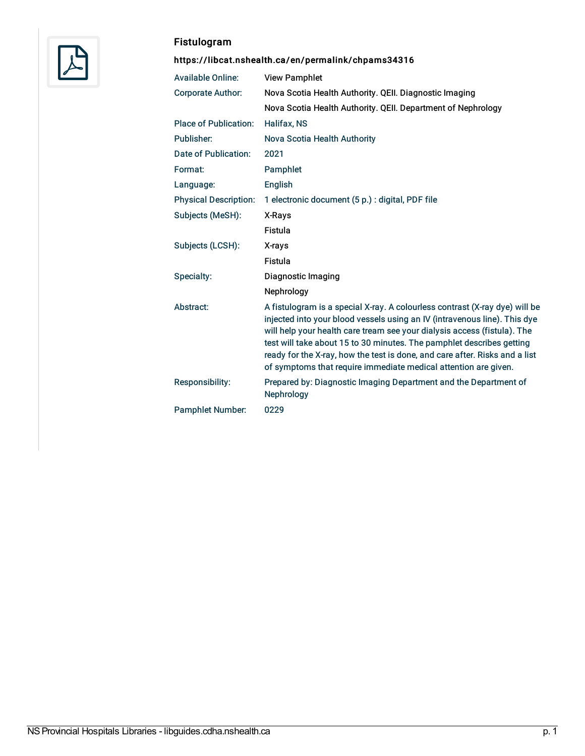## Fistulogram

**https://libcat.nshealth.ca/en/permalink/chpams34316**

| | |
|---|---|
| Available Online: | View Pamphlet |
| Corporate Author: | Nova Scotia Health Authority. QEII. Diagnostic Imaging |
| | Nova Scotia Health Authority. QEII. Department of Nephrology |
| Place of Publication: | Halifax, NS |
| Publisher: | Nova Scotia Health Authority |
| Date of Publication: | 2021 |
| Format: | Pamphlet |
| Language: | English |
| Physical Description: | 1 electronic document (5 p.) : digital, PDF file |
| Subjects (MeSH): | X-Rays |
| | Fistula |
| Subjects (LCSH): | X-rays |
| | Fistula |
| Specialty: | Diagnostic Imaging |
| | Nephrology |
| Abstract: | A fistulogram is a special X-ray. A colourless contrast (X-ray dye) will be injected into your blood vessels using an IV (intravenous line). This dye will help your health care tream see your dialysis access (fistula). The test will take about 15 to 30 minutes. The pamphlet describes getting ready for the X-ray, how the test is done, and care after. Risks and a list of symptoms that require immediate medical attention are given. |
| Responsibility: | Prepared by: Diagnostic Imaging Department and the Department of Nephrology |
| Pamphlet Number: | 0229 |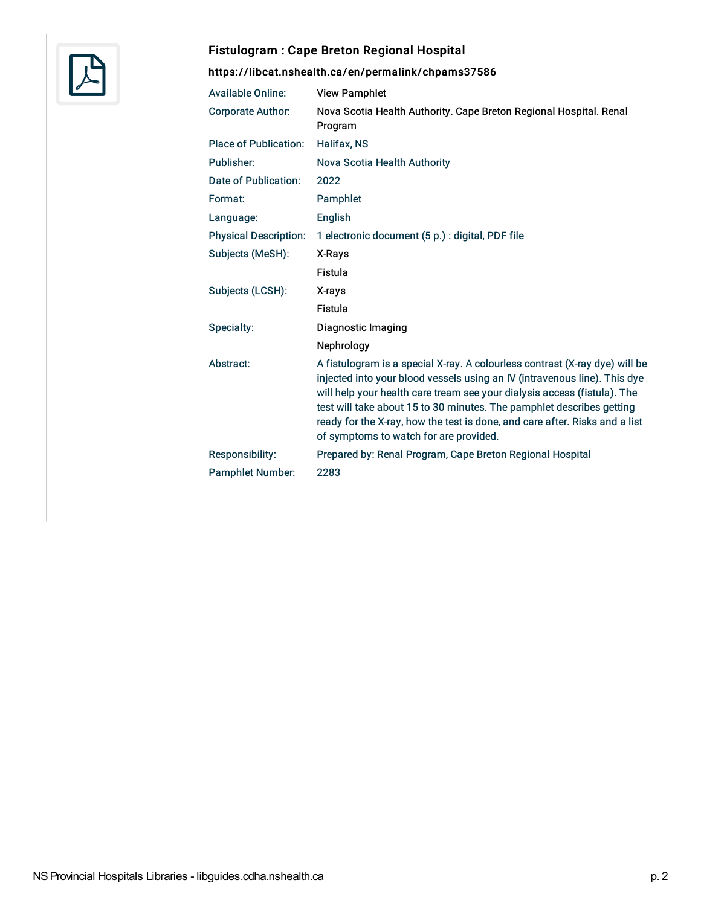## Fistulogram : Cape Breton Regional Hospital

**https://libcat.nshealth.ca/en/permalink/chpams37586**

| | |
|---|---|
| Available Online: | View Pamphlet |
| Corporate Author: | Nova Scotia Health Authority. Cape Breton Regional Hospital. Renal Program |
| Place of Publication: | Halifax, NS |
| Publisher: | Nova Scotia Health Authority |
| Date of Publication: | 2022 |
| Format: | Pamphlet |
| Language: | English |
| Physical Description: | 1 electronic document (5 p.) : digital, PDF file |
| Subjects (MeSH): | X-Rays |
| | Fistula |
| Subjects (LCSH): | X-rays |
| | Fistula |
| Specialty: | Diagnostic Imaging |
| | Nephrology |
| Abstract: | A fistulogram is a special X-ray. A colourless contrast (X-ray dye) will be injected into your blood vessels using an IV (intravenous line). This dye will help your health care tream see your dialysis access (fistula). The test will take about 15 to 30 minutes. The pamphlet describes getting ready for the X-ray, how the test is done, and care after. Risks and a list of symptoms to watch for are provided. |
| Responsibility: | Prepared by: Renal Program, Cape Breton Regional Hospital |
| Pamphlet Number: | 2283 |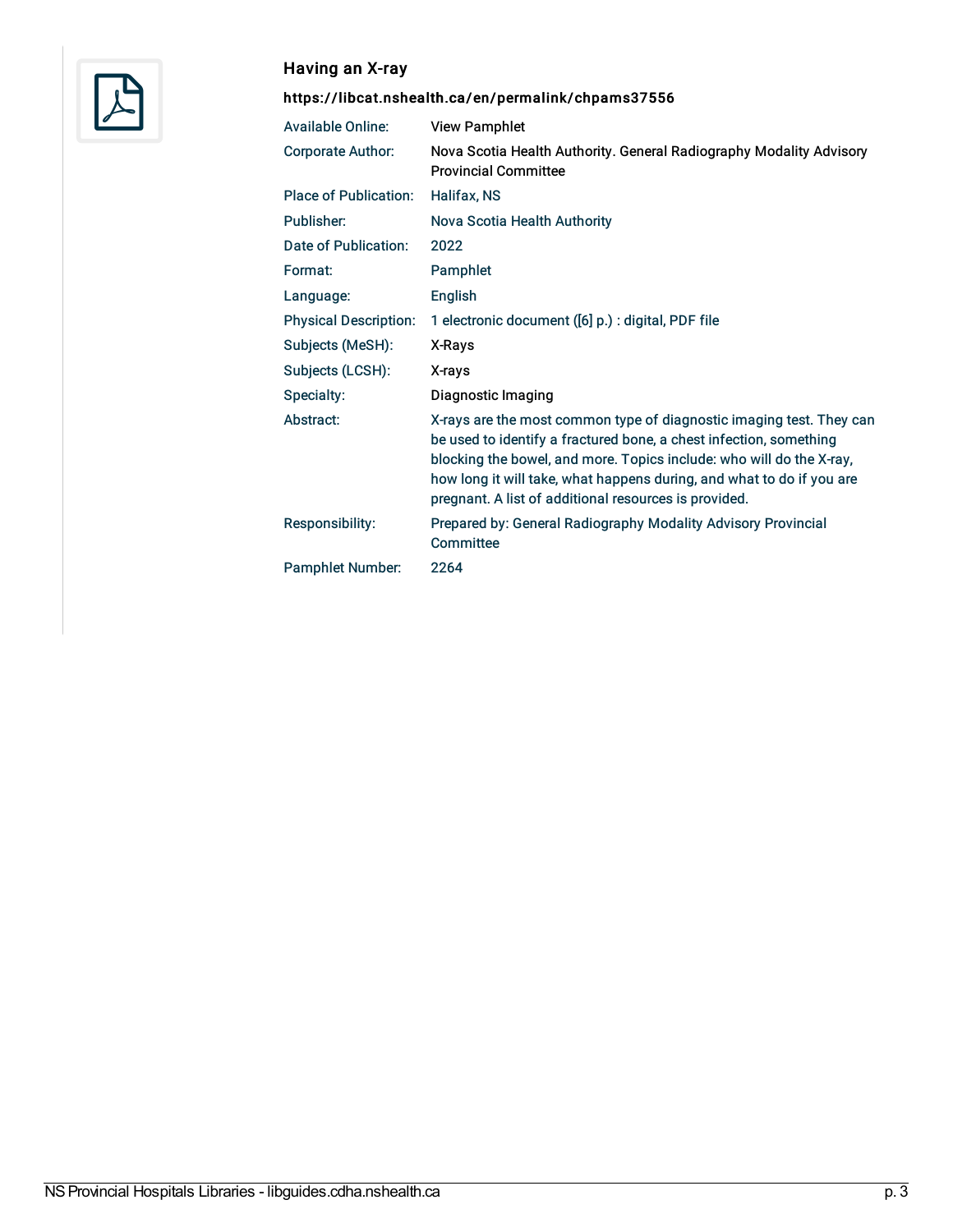### Having an X-ray

**https://libcat.nshealth.ca/en/permalink/chpams37556**

| | |
|---|---|
| Available Online: | View Pamphlet |
| Corporate Author: | Nova Scotia Health Authority. General Radiography Modality Advisory Provincial Committee |
| Place of Publication: | Halifax, NS |
| Publisher: | Nova Scotia Health Authority |
| Date of Publication: | 2022 |
| Format: | Pamphlet |
| Language: | English |
| Physical Description: | 1 electronic document ([6] p.) : digital, PDF file |
| Subjects (MeSH): | X-Rays |
| Subjects (LCSH): | X-rays |
| Specialty: | Diagnostic Imaging |
| Abstract: | X-rays are the most common type of diagnostic imaging test. They can be used to identify a fractured bone, a chest infection, something blocking the bowel, and more. Topics include: who will do the X-ray, how long it will take, what happens during, and what to do if you are pregnant. A list of additional resources is provided. |
| Responsibility: | Prepared by: General Radiography Modality Advisory Provincial Committee |
| Pamphlet Number: | 2264 |